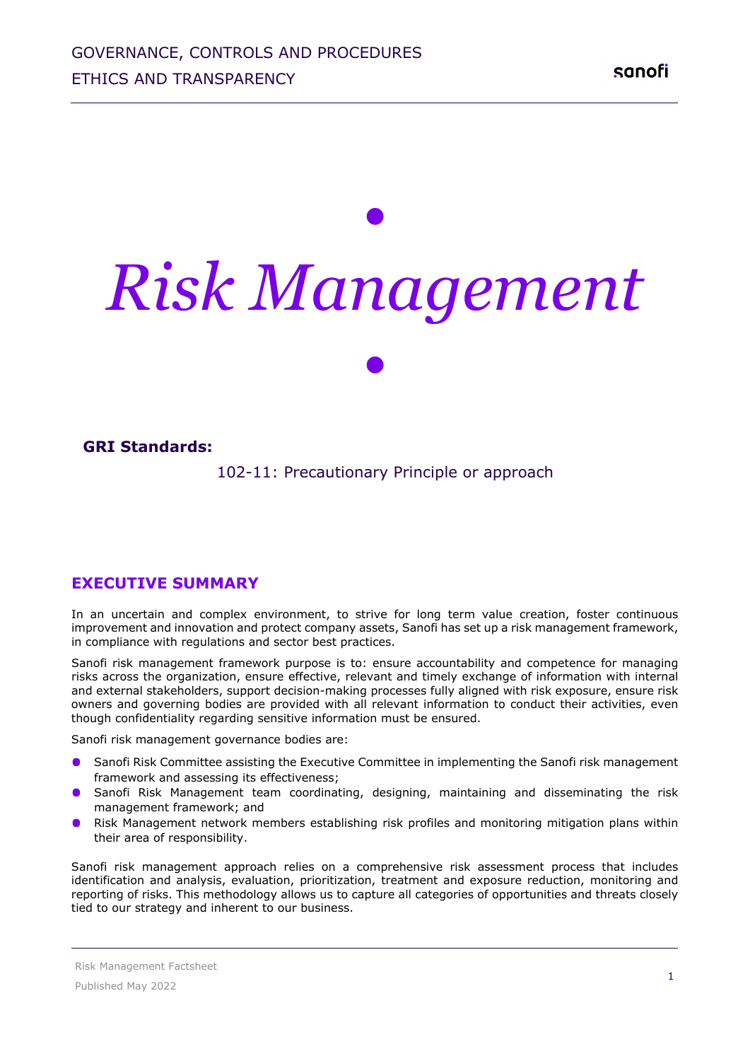GOVERNANCE, CONTROLS AND PROCEDURES

ETHICS AND TRANSPARENCY

# *Risk Management*

**GRI Standards:**

102-11: Precautionary Principle or approach

## EXECUTIVE SUMMARY

In an uncertain and complex environment, to strive for long term value creation, foster continuous improvement and innovation and protect company assets, Sanofi has set up a risk management framework, in compliance with regulations and sector best practices.

Sanofi risk management framework purpose is to: ensure accountability and competence for managing risks across the organization, ensure effective, relevant and timely exchange of information with internal and external stakeholders, support decision-making processes fully aligned with risk exposure, ensure risk owners and governing bodies are provided with all relevant information to conduct their activities, even though confidentiality regarding sensitive information must be ensured.

Sanofi risk management governance bodies are:

- Sanofi Risk Committee assisting the Executive Committee in implementing the Sanofi risk management framework and assessing its effectiveness;
- Sanofi Risk Management team coordinating, designing, maintaining and disseminating the risk management framework; and
- Risk Management network members establishing risk profiles and monitoring mitigation plans within their area of responsibility.

Sanofi risk management approach relies on a comprehensive risk assessment process that includes identification and analysis, evaluation, prioritization, treatment and exposure reduction, monitoring and reporting of risks. This methodology allows us to capture all categories of opportunities and threats closely tied to our strategy and inherent to our business.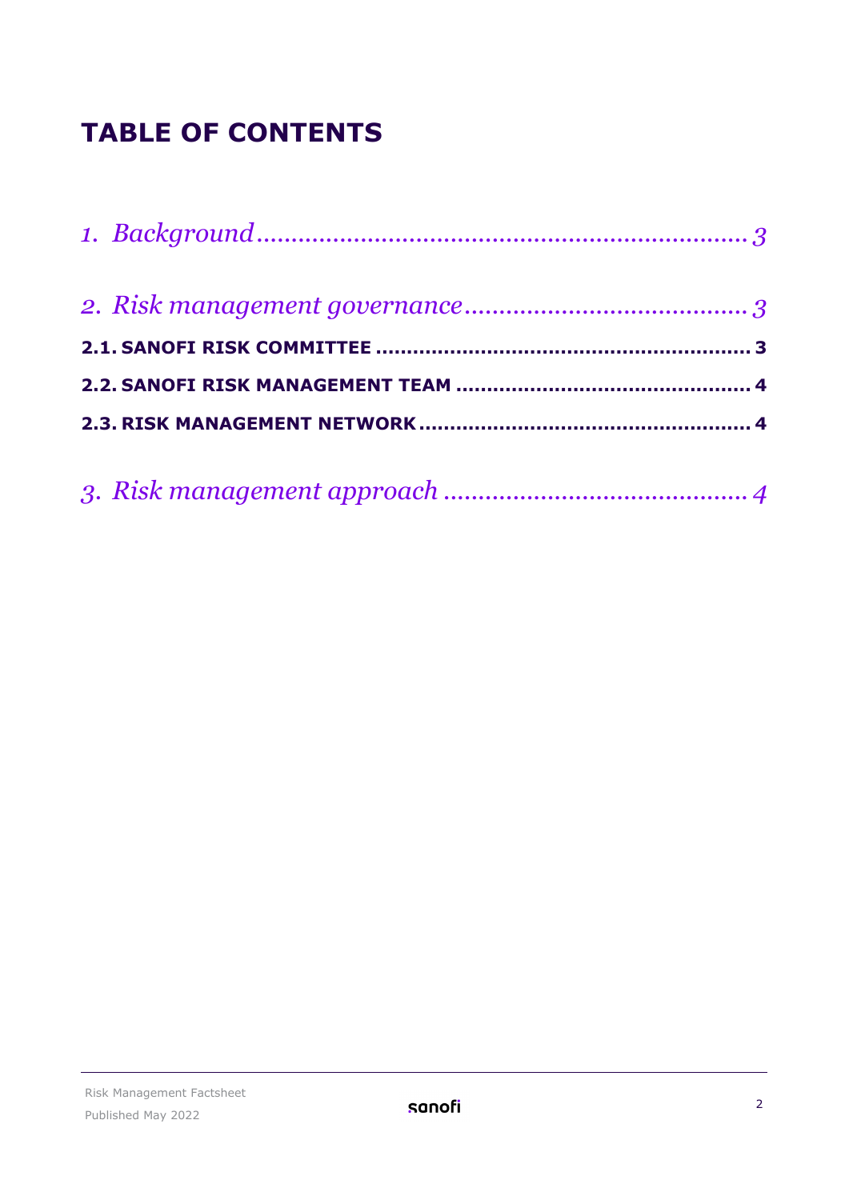# TABLE OF CONTENTS

*1. Background* ........................................................................ *3*

*2. Risk management governance* ........................................ *3*

**2.1. SANOFI RISK COMMITTEE** ........................................................ **3**

**2.2. SANOFI RISK MANAGEMENT TEAM** ............................................ **4**

**2.3. RISK MANAGEMENT NETWORK** .................................................. **4**

*3. Risk management approach* ........................................... *4*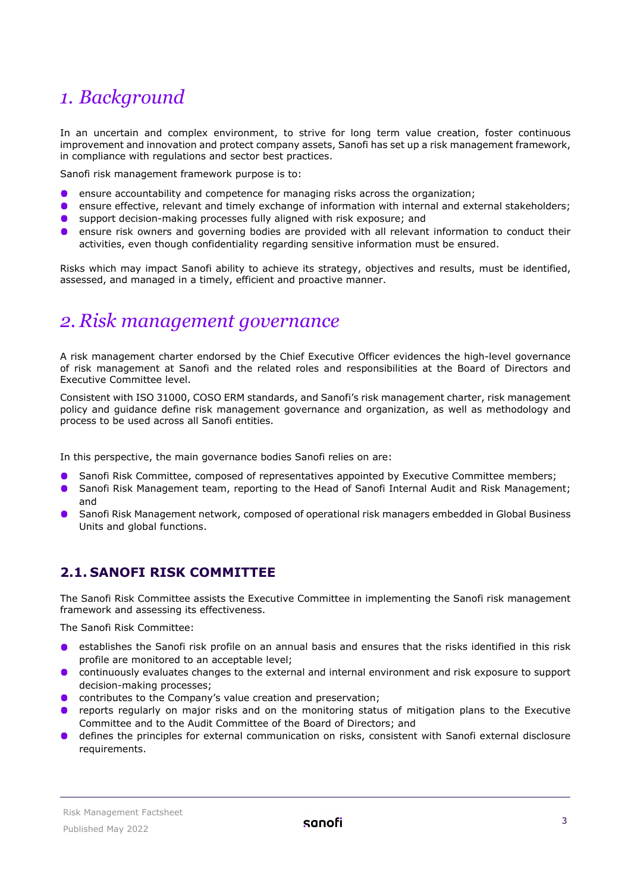# 1. Background

In an uncertain and complex environment, to strive for long term value creation, foster continuous improvement and innovation and protect company assets, Sanofi has set up a risk management framework, in compliance with regulations and sector best practices.

Sanofi risk management framework purpose is to:

- ensure accountability and competence for managing risks across the organization;
- ensure effective, relevant and timely exchange of information with internal and external stakeholders;
- support decision-making processes fully aligned with risk exposure; and
- ensure risk owners and governing bodies are provided with all relevant information to conduct their activities, even though confidentiality regarding sensitive information must be ensured.

Risks which may impact Sanofi ability to achieve its strategy, objectives and results, must be identified, assessed, and managed in a timely, efficient and proactive manner.

# 2. Risk management governance

A risk management charter endorsed by the Chief Executive Officer evidences the high-level governance of risk management at Sanofi and the related roles and responsibilities at the Board of Directors and Executive Committee level.

Consistent with ISO 31000, COSO ERM standards, and Sanofi's risk management charter, risk management policy and guidance define risk management governance and organization, as well as methodology and process to be used across all Sanofi entities.

In this perspective, the main governance bodies Sanofi relies on are:

- Sanofi Risk Committee, composed of representatives appointed by Executive Committee members;
- Sanofi Risk Management team, reporting to the Head of Sanofi Internal Audit and Risk Management; and
- Sanofi Risk Management network, composed of operational risk managers embedded in Global Business Units and global functions.

## 2.1. SANOFI RISK COMMITTEE

The Sanofi Risk Committee assists the Executive Committee in implementing the Sanofi risk management framework and assessing its effectiveness.

The Sanofi Risk Committee:

- establishes the Sanofi risk profile on an annual basis and ensures that the risks identified in this risk profile are monitored to an acceptable level;
- continuously evaluates changes to the external and internal environment and risk exposure to support decision-making processes;
- contributes to the Company's value creation and preservation;
- reports regularly on major risks and on the monitoring status of mitigation plans to the Executive Committee and to the Audit Committee of the Board of Directors; and
- defines the principles for external communication on risks, consistent with Sanofi external disclosure requirements.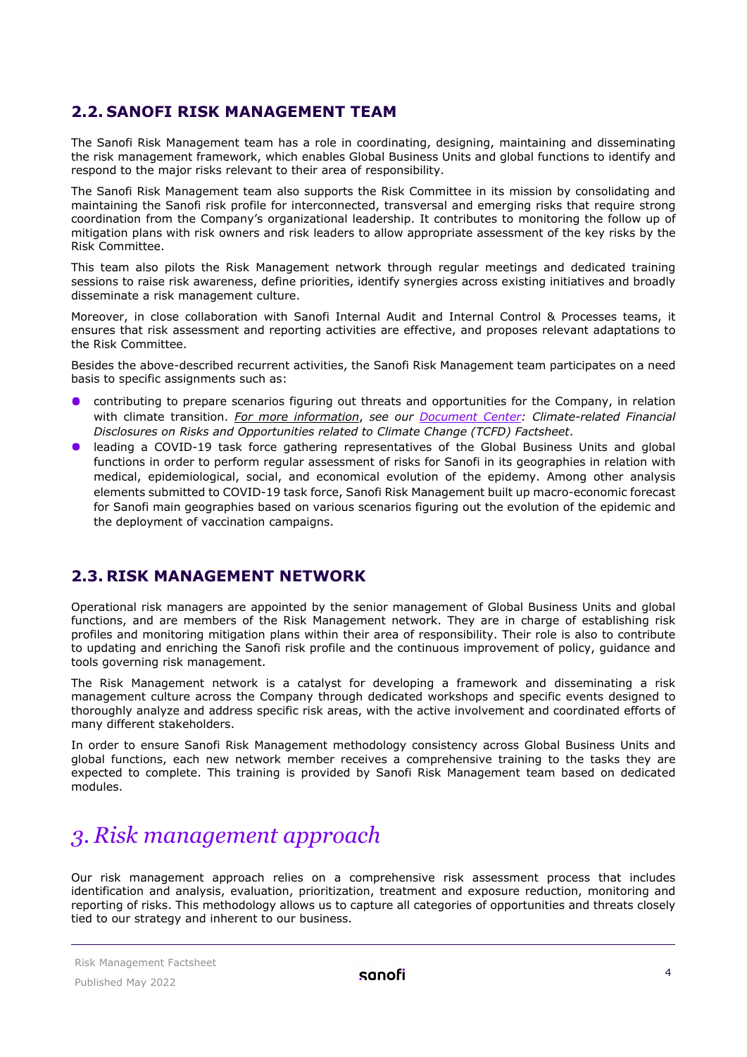## 2.2. SANOFI RISK MANAGEMENT TEAM

The Sanofi Risk Management team has a role in coordinating, designing, maintaining and disseminating the risk management framework, which enables Global Business Units and global functions to identify and respond to the major risks relevant to their area of responsibility.

The Sanofi Risk Management team also supports the Risk Committee in its mission by consolidating and maintaining the Sanofi risk profile for interconnected, transversal and emerging risks that require strong coordination from the Company's organizational leadership. It contributes to monitoring the follow up of mitigation plans with risk owners and risk leaders to allow appropriate assessment of the key risks by the Risk Committee.

This team also pilots the Risk Management network through regular meetings and dedicated training sessions to raise risk awareness, define priorities, identify synergies across existing initiatives and broadly disseminate a risk management culture.

Moreover, in close collaboration with Sanofi Internal Audit and Internal Control & Processes teams, it ensures that risk assessment and reporting activities are effective, and proposes relevant adaptations to the Risk Committee.

Besides the above-described recurrent activities, the Sanofi Risk Management team participates on a need basis to specific assignments such as:

- contributing to prepare scenarios figuring out threats and opportunities for the Company, in relation with climate transition. *For more information, see our Document Center: Climate-related Financial Disclosures on Risks and Opportunities related to Climate Change (TCFD) Factsheet*.
- leading a COVID-19 task force gathering representatives of the Global Business Units and global functions in order to perform regular assessment of risks for Sanofi in its geographies in relation with medical, epidemiological, social, and economical evolution of the epidemy. Among other analysis elements submitted to COVID-19 task force, Sanofi Risk Management built up macro-economic forecast for Sanofi main geographies based on various scenarios figuring out the evolution of the epidemic and the deployment of vaccination campaigns.

## 2.3. RISK MANAGEMENT NETWORK

Operational risk managers are appointed by the senior management of Global Business Units and global functions, and are members of the Risk Management network. They are in charge of establishing risk profiles and monitoring mitigation plans within their area of responsibility. Their role is also to contribute to updating and enriching the Sanofi risk profile and the continuous improvement of policy, guidance and tools governing risk management.

The Risk Management network is a catalyst for developing a framework and disseminating a risk management culture across the Company through dedicated workshops and specific events designed to thoroughly analyze and address specific risk areas, with the active involvement and coordinated efforts of many different stakeholders.

In order to ensure Sanofi Risk Management methodology consistency across Global Business Units and global functions, each new network member receives a comprehensive training to the tasks they are expected to complete. This training is provided by Sanofi Risk Management team based on dedicated modules.

# 3. Risk management approach

Our risk management approach relies on a comprehensive risk assessment process that includes identification and analysis, evaluation, prioritization, treatment and exposure reduction, monitoring and reporting of risks. This methodology allows us to capture all categories of opportunities and threats closely tied to our strategy and inherent to our business.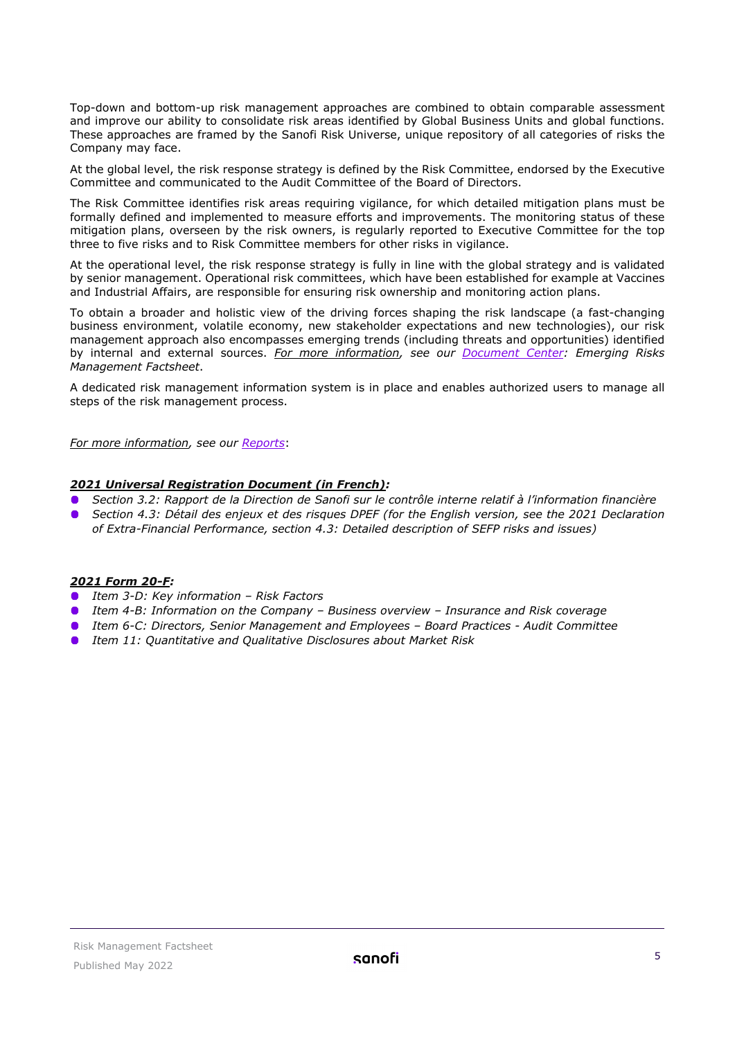Top-down and bottom-up risk management approaches are combined to obtain comparable assessment and improve our ability to consolidate risk areas identified by Global Business Units and global functions. These approaches are framed by the Sanofi Risk Universe, unique repository of all categories of risks the Company may face.

At the global level, the risk response strategy is defined by the Risk Committee, endorsed by the Executive Committee and communicated to the Audit Committee of the Board of Directors.

The Risk Committee identifies risk areas requiring vigilance, for which detailed mitigation plans must be formally defined and implemented to measure efforts and improvements. The monitoring status of these mitigation plans, overseen by the risk owners, is regularly reported to Executive Committee for the top three to five risks and to Risk Committee members for other risks in vigilance.

At the operational level, the risk response strategy is fully in line with the global strategy and is validated by senior management. Operational risk committees, which have been established for example at Vaccines and Industrial Affairs, are responsible for ensuring risk ownership and monitoring action plans.

To obtain a broader and holistic view of the driving forces shaping the risk landscape (a fast-changing business environment, volatile economy, new stakeholder expectations and new technologies), our risk management approach also encompasses emerging trends (including threats and opportunities) identified by internal and external sources. *For more information, see our Document Center: Emerging Risks Management Factsheet*.

A dedicated risk management information system is in place and enables authorized users to manage all steps of the risk management process.

*For more information, see our Reports:*

***2021 Universal Registration Document (in French):***

- *Section 3.2: Rapport de la Direction de Sanofi sur le contrôle interne relatif à l'information financière*
- *Section 4.3: Détail des enjeux et des risques DPEF (for the English version, see the 2021 Declaration of Extra-Financial Performance, section 4.3: Detailed description of SEFP risks and issues)*

***2021 Form 20-F:***

- *Item 3-D: Key information – Risk Factors*
- *Item 4-B: Information on the Company – Business overview – Insurance and Risk coverage*
- *Item 6-C: Directors, Senior Management and Employees – Board Practices - Audit Committee*
- *Item 11: Quantitative and Qualitative Disclosures about Market Risk*